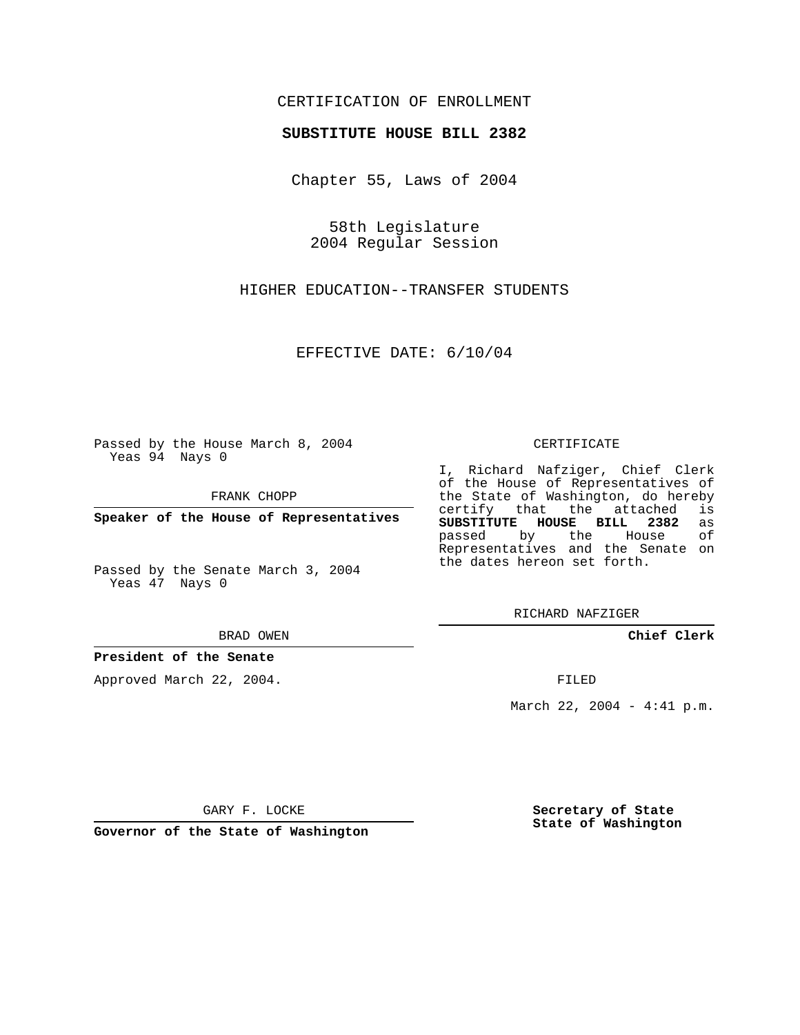CERTIFICATION OF ENROLLMENT

**SUBSTITUTE HOUSE BILL 2382**

Chapter 55, Laws of 2004

58th Legislature
2004 Regular Session

HIGHER EDUCATION--TRANSFER STUDENTS

EFFECTIVE DATE: 6/10/04

Passed by the House March 8, 2004
Yeas 94 Nays 0

FRANK CHOPP

**Speaker of the House of Representatives**

Passed by the Senate March 3, 2004
Yeas 47 Nays 0

BRAD OWEN

**President of the Senate**

Approved March 22, 2004.

GARY F. LOCKE

**Governor of the State of Washington**

CERTIFICATE

I, Richard Nafziger, Chief Clerk of the House of Representatives of the State of Washington, do hereby certify that the attached is **SUBSTITUTE HOUSE BILL 2382** as passed by the House of Representatives and the Senate on the dates hereon set forth.

RICHARD NAFZIGER

**Chief Clerk**

FILED

March 22, 2004 - 4:41 p.m.

**Secretary of State**
**State of Washington**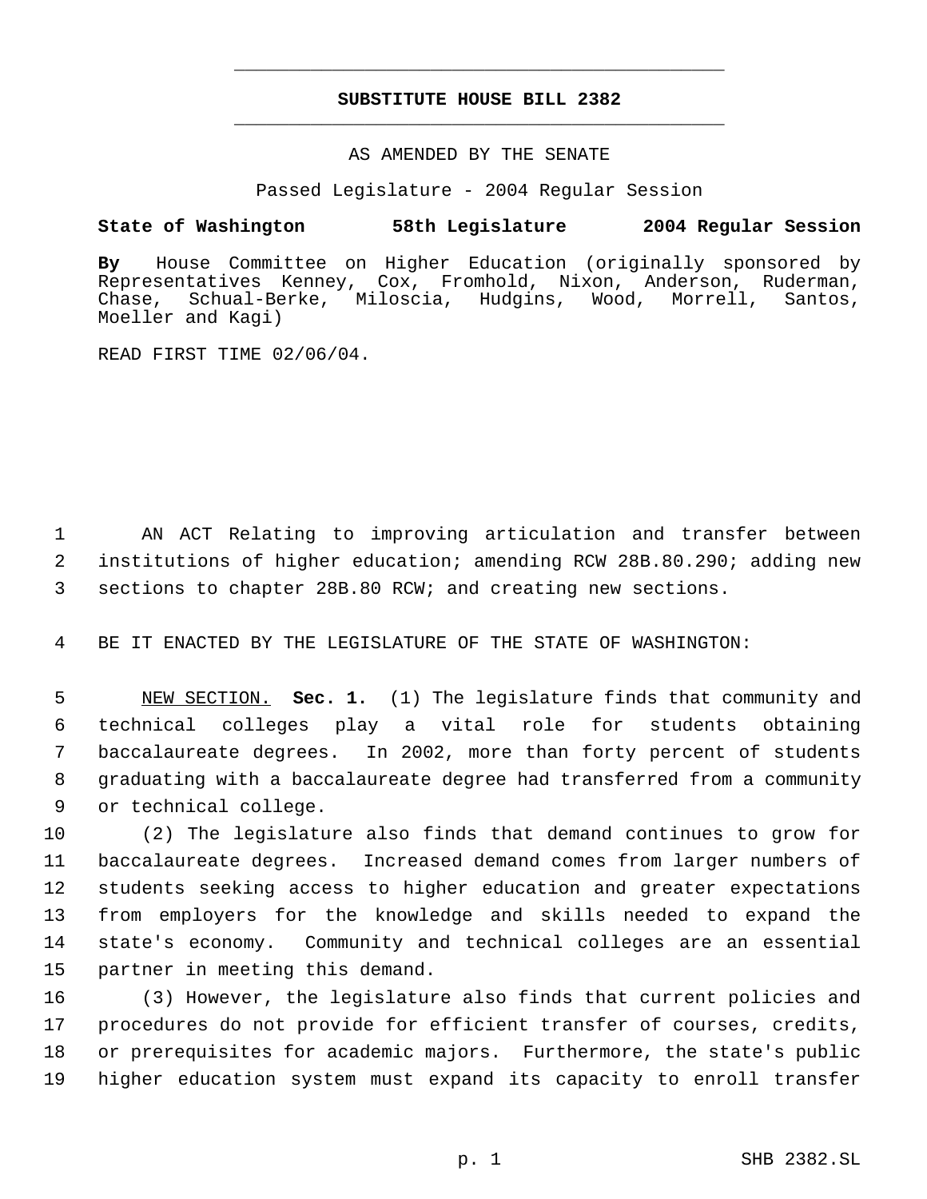# SUBSTITUTE HOUSE BILL 2382

AS AMENDED BY THE SENATE

Passed Legislature - 2004 Regular Session

**State of Washington 58th Legislature 2004 Regular Session**

**By** House Committee on Higher Education (originally sponsored by Representatives Kenney, Cox, Fromhold, Nixon, Anderson, Ruderman, Chase, Schual-Berke, Miloscia, Hudgins, Wood, Morrell, Santos, Moeller and Kagi)

READ FIRST TIME 02/06/04.

AN ACT Relating to improving articulation and transfer between institutions of higher education; amending RCW 28B.80.290; adding new sections to chapter 28B.80 RCW; and creating new sections.

BE IT ENACTED BY THE LEGISLATURE OF THE STATE OF WASHINGTON:

NEW SECTION. **Sec. 1.** (1) The legislature finds that community and technical colleges play a vital role for students obtaining baccalaureate degrees. In 2002, more than forty percent of students graduating with a baccalaureate degree had transferred from a community or technical college.

(2) The legislature also finds that demand continues to grow for baccalaureate degrees. Increased demand comes from larger numbers of students seeking access to higher education and greater expectations from employers for the knowledge and skills needed to expand the state's economy. Community and technical colleges are an essential partner in meeting this demand.

(3) However, the legislature also finds that current policies and procedures do not provide for efficient transfer of courses, credits, or prerequisites for academic majors. Furthermore, the state's public higher education system must expand its capacity to enroll transfer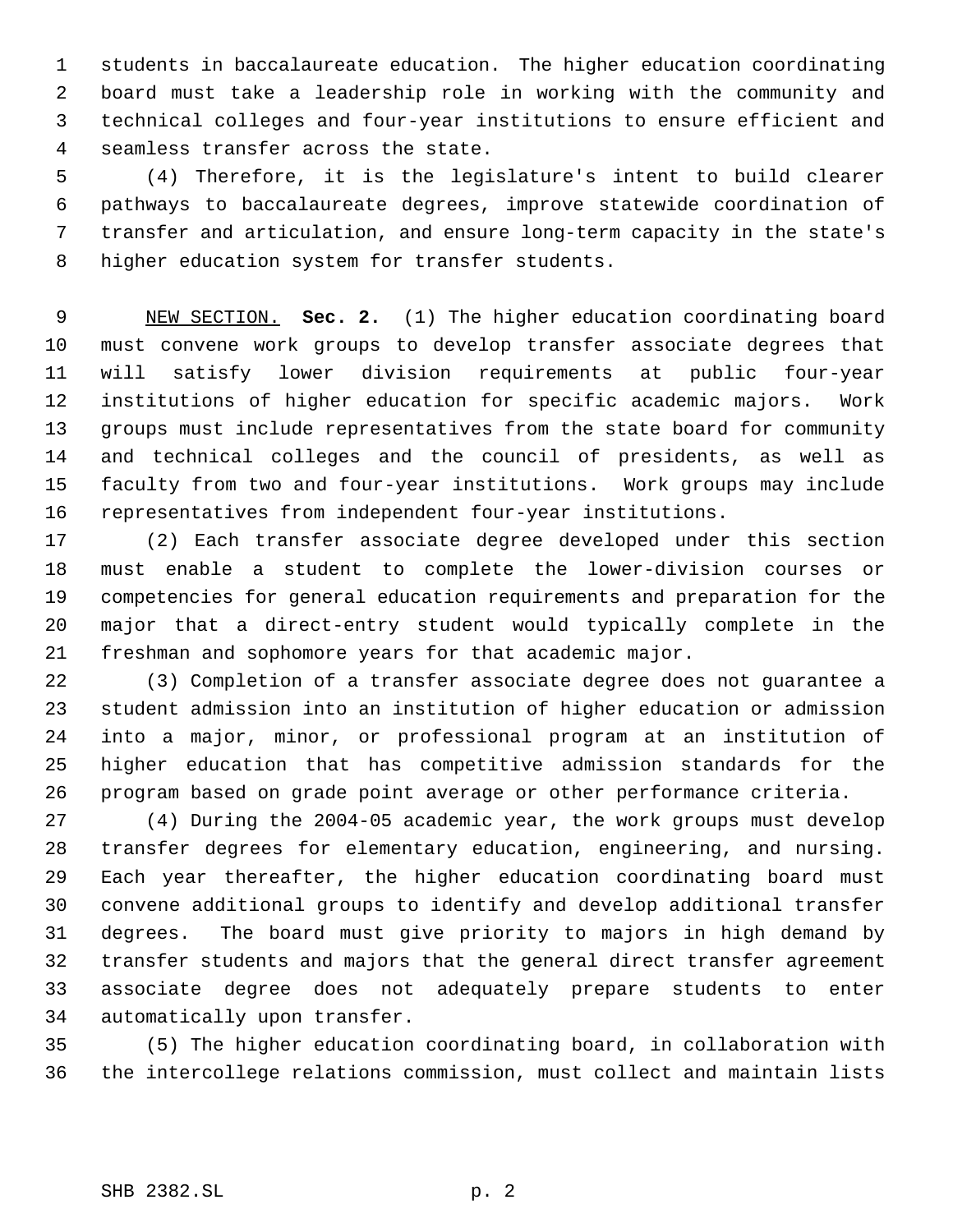students in baccalaureate education. The higher education coordinating board must take a leadership role in working with the community and technical colleges and four-year institutions to ensure efficient and seamless transfer across the state.

(4) Therefore, it is the legislature's intent to build clearer pathways to baccalaureate degrees, improve statewide coordination of transfer and articulation, and ensure long-term capacity in the state's higher education system for transfer students.

NEW SECTION. **Sec. 2.** (1) The higher education coordinating board must convene work groups to develop transfer associate degrees that will satisfy lower division requirements at public four-year institutions of higher education for specific academic majors. Work groups must include representatives from the state board for community and technical colleges and the council of presidents, as well as faculty from two and four-year institutions. Work groups may include representatives from independent four-year institutions.

(2) Each transfer associate degree developed under this section must enable a student to complete the lower-division courses or competencies for general education requirements and preparation for the major that a direct-entry student would typically complete in the freshman and sophomore years for that academic major.

(3) Completion of a transfer associate degree does not guarantee a student admission into an institution of higher education or admission into a major, minor, or professional program at an institution of higher education that has competitive admission standards for the program based on grade point average or other performance criteria.

(4) During the 2004-05 academic year, the work groups must develop transfer degrees for elementary education, engineering, and nursing. Each year thereafter, the higher education coordinating board must convene additional groups to identify and develop additional transfer degrees. The board must give priority to majors in high demand by transfer students and majors that the general direct transfer agreement associate degree does not adequately prepare students to enter automatically upon transfer.

(5) The higher education coordinating board, in collaboration with the intercollege relations commission, must collect and maintain lists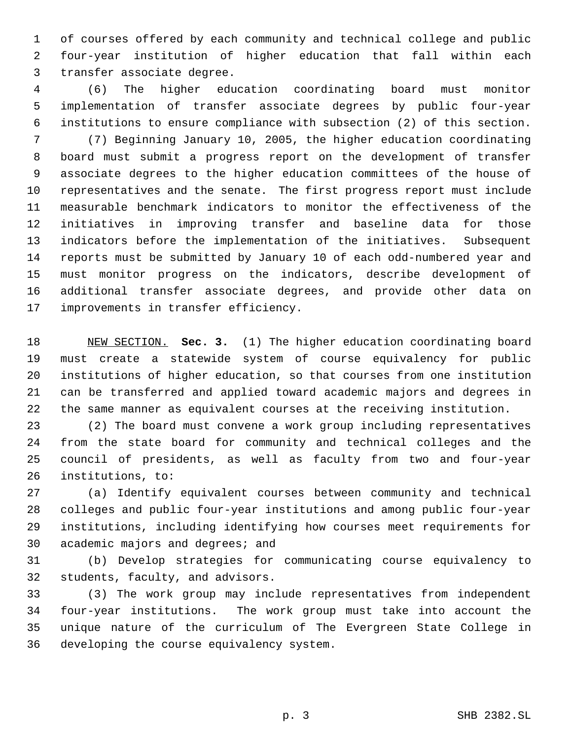of courses offered by each community and technical college and public four-year institution of higher education that fall within each transfer associate degree.

(6) The higher education coordinating board must monitor implementation of transfer associate degrees by public four-year institutions to ensure compliance with subsection (2) of this section.

(7) Beginning January 10, 2005, the higher education coordinating board must submit a progress report on the development of transfer associate degrees to the higher education committees of the house of representatives and the senate. The first progress report must include measurable benchmark indicators to monitor the effectiveness of the initiatives in improving transfer and baseline data for those indicators before the implementation of the initiatives. Subsequent reports must be submitted by January 10 of each odd-numbered year and must monitor progress on the indicators, describe development of additional transfer associate degrees, and provide other data on improvements in transfer efficiency.

NEW SECTION. **Sec. 3.** (1) The higher education coordinating board must create a statewide system of course equivalency for public institutions of higher education, so that courses from one institution can be transferred and applied toward academic majors and degrees in the same manner as equivalent courses at the receiving institution.

(2) The board must convene a work group including representatives from the state board for community and technical colleges and the council of presidents, as well as faculty from two and four-year institutions, to:

(a) Identify equivalent courses between community and technical colleges and public four-year institutions and among public four-year institutions, including identifying how courses meet requirements for academic majors and degrees; and

(b) Develop strategies for communicating course equivalency to students, faculty, and advisors.

(3) The work group may include representatives from independent four-year institutions. The work group must take into account the unique nature of the curriculum of The Evergreen State College in developing the course equivalency system.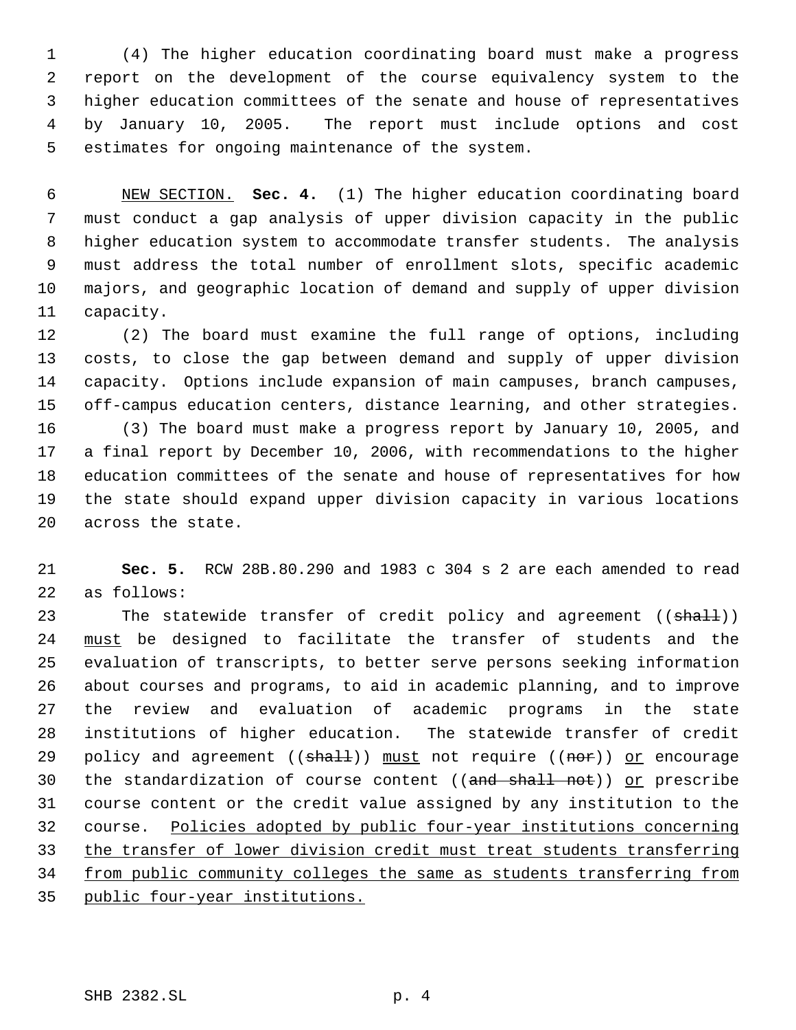(4) The higher education coordinating board must make a progress report on the development of the course equivalency system to the higher education committees of the senate and house of representatives by January 10, 2005. The report must include options and cost estimates for ongoing maintenance of the system.

<u>NEW SECTION.</u> **Sec. 4.** (1) The higher education coordinating board must conduct a gap analysis of upper division capacity in the public higher education system to accommodate transfer students. The analysis must address the total number of enrollment slots, specific academic majors, and geographic location of demand and supply of upper division capacity.

(2) The board must examine the full range of options, including costs, to close the gap between demand and supply of upper division capacity. Options include expansion of main campuses, branch campuses, off-campus education centers, distance learning, and other strategies.

(3) The board must make a progress report by January 10, 2005, and a final report by December 10, 2006, with recommendations to the higher education committees of the senate and house of representatives for how the state should expand upper division capacity in various locations across the state.

**Sec. 5.** RCW 28B.80.290 and 1983 c 304 s 2 are each amended to read as follows:

The statewide transfer of credit policy and agreement ((~~shall~~)) <u>must</u> be designed to facilitate the transfer of students and the evaluation of transcripts, to better serve persons seeking information about courses and programs, to aid in academic planning, and to improve the review and evaluation of academic programs in the state institutions of higher education. The statewide transfer of credit policy and agreement ((~~shall~~)) <u>must</u> not require ((~~nor~~)) <u>or</u> encourage the standardization of course content ((~~and shall not~~)) <u>or</u> prescribe course content or the credit value assigned by any institution to the course. <u>Policies adopted by public four-year institutions concerning the transfer of lower division credit must treat students transferring from public community colleges the same as students transferring from public four-year institutions.</u>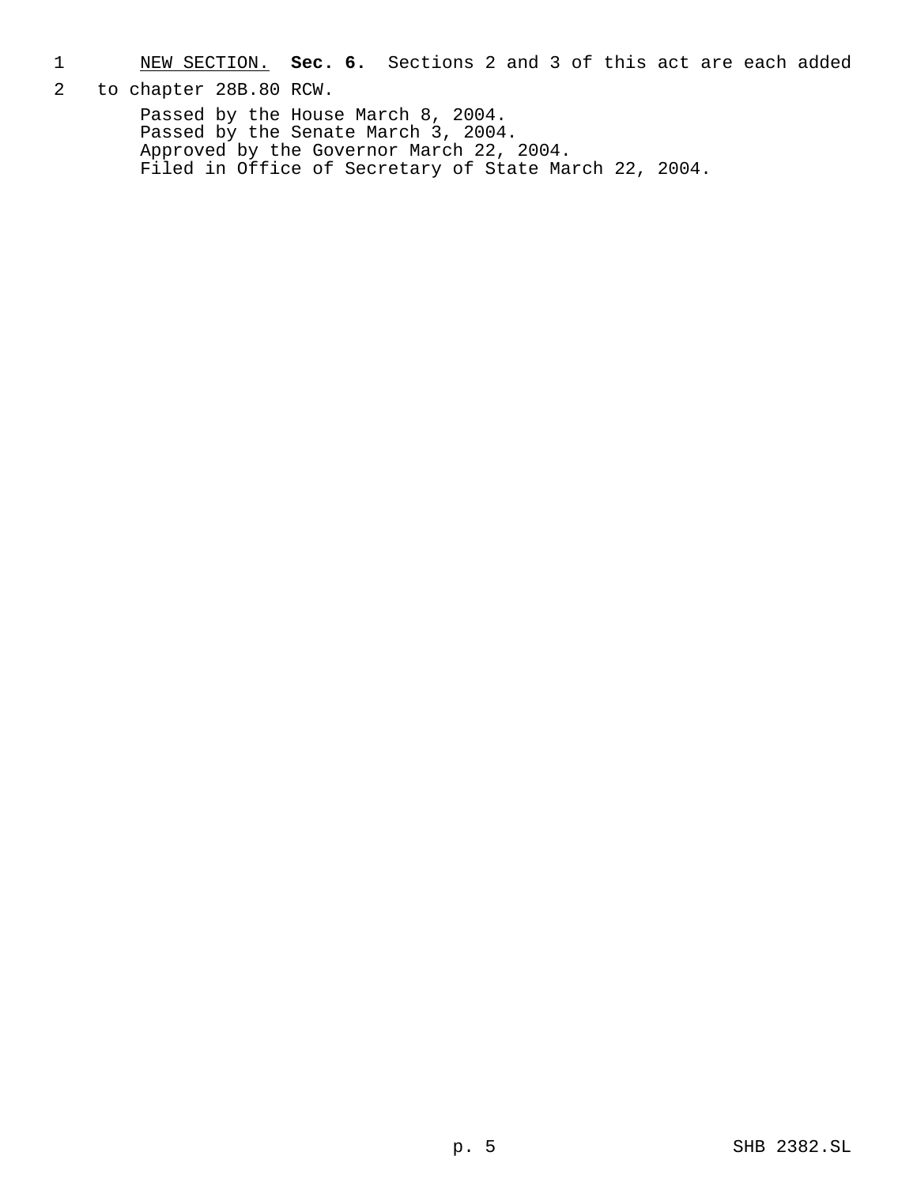NEW SECTION. **Sec. 6.** Sections 2 and 3 of this act are each added to chapter 28B.80 RCW.

Passed by the House March 8, 2004.
Passed by the Senate March 3, 2004.
Approved by the Governor March 22, 2004.
Filed in Office of Secretary of State March 22, 2004.